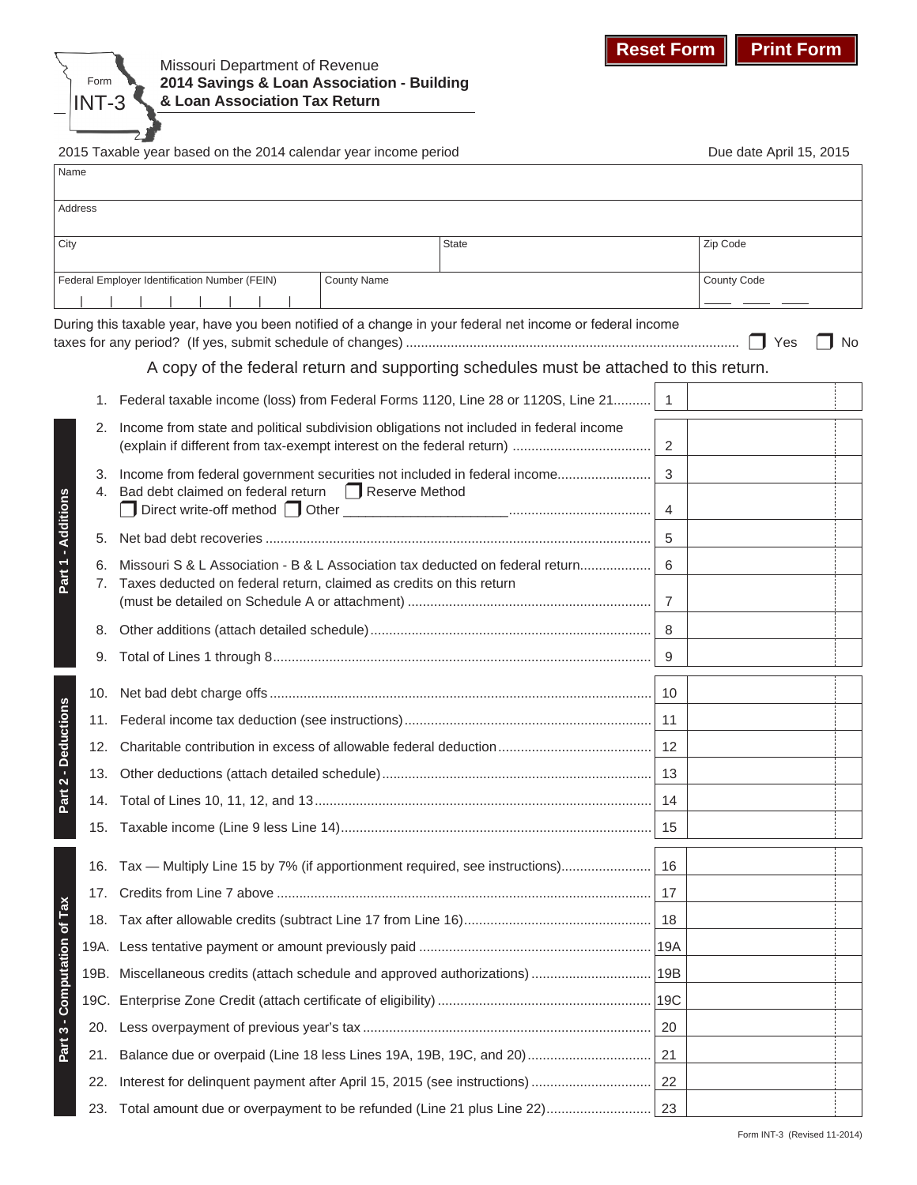Reset Form | Print Form

Form **INT-3**

Missouri Department of Revenue
**2014 Savings & Loan Association - Building & Loan Association Tax Return**

2015 Taxable year based on the 2014 calendar year income period

Due date April 15, 2015

| Name | | |
|---|---|---|
| Address | | |
| City | State | Zip Code |
| Federal Employer Identification Number (FEIN) | County Name | County Code |

During this taxable year, have you been notified of a change in your federal net income or federal income taxes for any period? (If yes, submit schedule of changes) ☐ Yes ☐ No

A copy of the federal return and supporting schedules must be attached to this return.

**Part 1 - Additions**

| | Description | Line | Amount |
|---|---|---|---|
| 1. | Federal taxable income (loss) from Federal Forms 1120, Line 28 or 1120S, Line 21 | 1 | |
| 2. | Income from state and political subdivision obligations not included in federal income (explain if different from tax-exempt interest on the federal return) | 2 | |
| 3. | Income from federal government securities not included in federal income | 3 | |
| 4. | Bad debt claimed on federal return ☐ Reserve Method ☐ Direct write-off method ☐ Other ____________________ | 4 | |
| 5. | Net bad debt recoveries | 5 | |
| 6. | Missouri S & L Association - B & L Association tax deducted on federal return | 6 | |
| 7. | Taxes deducted on federal return, claimed as credits on this return (must be detailed on Schedule A or attachment) | 7 | |
| 8. | Other additions (attach detailed schedule) | 8 | |
| 9. | Total of Lines 1 through 8 | 9 | |

**Part 2 - Deductions**

| | Description | Line | Amount |
|---|---|---|---|
| 10. | Net bad debt charge offs | 10 | |
| 11. | Federal income tax deduction (see instructions) | 11 | |
| 12. | Charitable contribution in excess of allowable federal deduction | 12 | |
| 13. | Other deductions (attach detailed schedule) | 13 | |
| 14. | Total of Lines 10, 11, 12, and 13 | 14 | |
| 15. | Taxable income (Line 9 less Line 14) | 15 | |

**Part 3 - Computation of Tax**

| | Description | Line | Amount |
|---|---|---|---|
| 16. | Tax — Multiply Line 15 by 7% (if apportionment required, see instructions) | 16 | |
| 17. | Credits from Line 7 above | 17 | |
| 18. | Tax after allowable credits (subtract Line 17 from Line 16) | 18 | |
| 19A. | Less tentative payment or amount previously paid | 19A | |
| 19B. | Miscellaneous credits (attach schedule and approved authorizations) | 19B | |
| 19C. | Enterprise Zone Credit (attach certificate of eligibility) | 19C | |
| 20. | Less overpayment of previous year's tax | 20 | |
| 21. | Balance due or overpaid (Line 18 less Lines 19A, 19B, 19C, and 20) | 21 | |
| 22. | Interest for delinquent payment after April 15, 2015 (see instructions) | 22 | |
| 23. | Total amount due or overpayment to be refunded (Line 21 plus Line 22) | 23 | |

Form INT-3 (Revised 11-2014)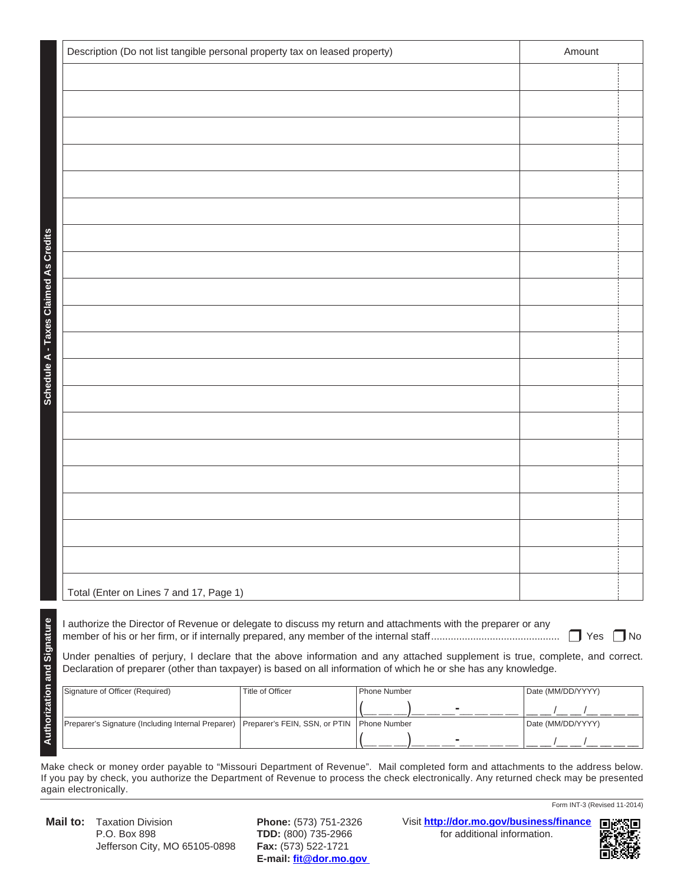## Schedule A - Taxes Claimed As Credits

| Description (Do not list tangible personal property tax on leased property) | Amount |
|---|---|
| | |
| | |
| | |
| | |
| | |
| | |
| | |
| | |
| | |
| | |
| | |
| | |
| | |
| | |
| | |
| | |
| | |
| | |
| | |
| Total (Enter on Lines 7 and 17, Page 1) | |

## Authorization and Signature

I authorize the Director of Revenue or delegate to discuss my return and attachments with the preparer or any member of his or her firm, or if internally prepared, any member of the internal staff ............................................. ☐ Yes ☐ No

Under penalties of perjury, I declare that the above information and any attached supplement is true, complete, and correct. Declaration of preparer (other than taxpayer) is based on all information of which he or she has any knowledge.

| Signature of Officer (Required) | Title of Officer | Phone Number | Date (MM/DD/YYYY) |
|---|---|---|---|
| | | (\_\_\_)\_\_\_-\_\_\_\_ | \_\_/\_\_/\_\_\_\_ |
| Preparer's Signature (Including Internal Preparer) | Preparer's FEIN, SSN, or PTIN | Phone Number | Date (MM/DD/YYYY) |
| | | (\_\_\_)\_\_\_-\_\_\_\_ | \_\_/\_\_/\_\_\_\_ |

Make check or money order payable to "Missouri Department of Revenue". Mail completed form and attachments to the address below. If you pay by check, you authorize the Department of Revenue to process the check electronically. Any returned check may be presented again electronically.

Form INT-3 (Revised 11-2014)

**Mail to:** Taxation Division
P.O. Box 898
Jefferson City, MO 65105-0898

**Phone:** (573) 751-2326
**TDD:** (800) 735-2966
**Fax:** (573) 522-1721
**E-mail:** fit@dor.mo.gov

Visit **http://dor.mo.gov/business/finance** for additional information.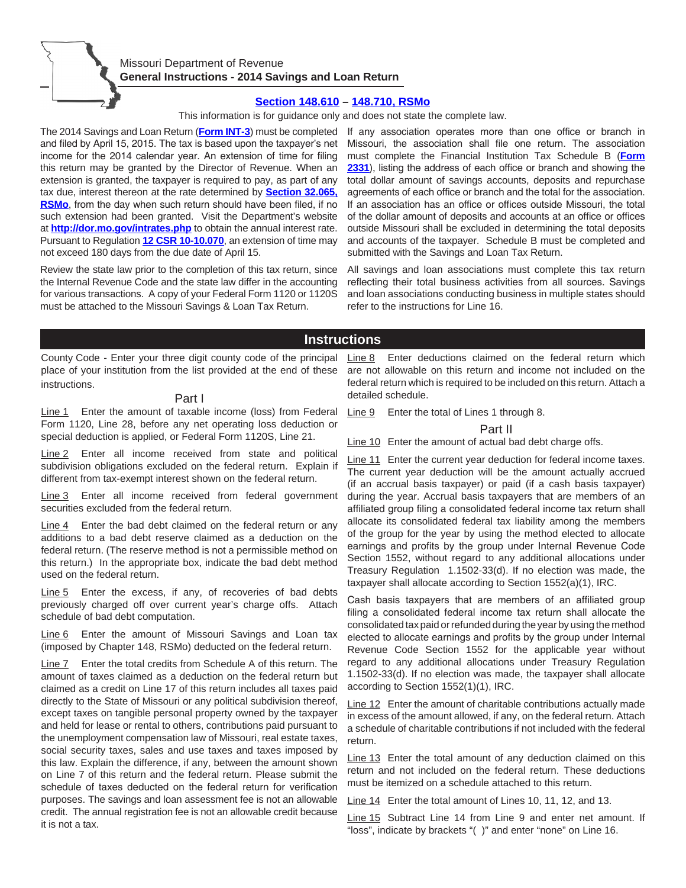Missouri Department of Revenue

# General Instructions - 2014 Savings and Loan Return

**Section 148.610 – 148.710, RSMo**

This information is for guidance only and does not state the complete law.

The 2014 Savings and Loan Return (**Form INT-3**) must be completed and filed by April 15, 2015. The tax is based upon the taxpayer's net income for the 2014 calendar year. An extension of time for filing this return may be granted by the Director of Revenue. When an extension is granted, the taxpayer is required to pay, as part of any tax due, interest thereon at the rate determined by **Section 32.065, RSMo**, from the day when such return should have been filed, if no such extension had been granted. Visit the Department's website at **http://dor.mo.gov/intrates.php** to obtain the annual interest rate. Pursuant to Regulation **12 CSR 10-10.070**, an extension of time may not exceed 180 days from the due date of April 15.

Review the state law prior to the completion of this tax return, since the Internal Revenue Code and the state law differ in the accounting for various transactions. A copy of your Federal Form 1120 or 1120S must be attached to the Missouri Savings & Loan Tax Return.

If any association operates more than one office or branch in Missouri, the association shall file one return. The association must complete the Financial Institution Tax Schedule B (**Form 2331**), listing the address of each office or branch and showing the total dollar amount of savings accounts, deposits and repurchase agreements of each office or branch and the total for the association. If an association has an office or offices outside Missouri, the total of the dollar amount of deposits and accounts at an office or offices outside Missouri shall be excluded in determining the total deposits and accounts of the taxpayer. Schedule B must be completed and submitted with the Savings and Loan Tax Return.

All savings and loan associations must complete this tax return reflecting their total business activities from all sources. Savings and loan associations conducting business in multiple states should refer to the instructions for Line 16.

## Instructions

County Code - Enter your three digit county code of the principal place of your institution from the list provided at the end of these instructions.

### Part I

Line 1 Enter the amount of taxable income (loss) from Federal Form 1120, Line 28, before any net operating loss deduction or special deduction is applied, or Federal Form 1120S, Line 21.

Line 2 Enter all income received from state and political subdivision obligations excluded on the federal return. Explain if different from tax-exempt interest shown on the federal return.

Line 3 Enter all income received from federal government securities excluded from the federal return.

Line 4 Enter the bad debt claimed on the federal return or any additions to a bad debt reserve claimed as a deduction on the federal return. (The reserve method is not a permissible method on this return.) In the appropriate box, indicate the bad debt method used on the federal return.

Line 5 Enter the excess, if any, of recoveries of bad debts previously charged off over current year's charge offs. Attach schedule of bad debt computation.

Line 6 Enter the amount of Missouri Savings and Loan tax (imposed by Chapter 148, RSMo) deducted on the federal return.

Line 7 Enter the total credits from Schedule A of this return. The amount of taxes claimed as a deduction on the federal return but claimed as a credit on Line 17 of this return includes all taxes paid directly to the State of Missouri or any political subdivision thereof, except taxes on tangible personal property owned by the taxpayer and held for lease or rental to others, contributions paid pursuant to the unemployment compensation law of Missouri, real estate taxes, social security taxes, sales and use taxes and taxes imposed by this law. Explain the difference, if any, between the amount shown on Line 7 of this return and the federal return. Please submit the schedule of taxes deducted on the federal return for verification purposes. The savings and loan assessment fee is not an allowable credit. The annual registration fee is not an allowable credit because it is not a tax.

Line 8 Enter deductions claimed on the federal return which are not allowable on this return and income not included on the federal return which is required to be included on this return. Attach a detailed schedule.

Line 9 Enter the total of Lines 1 through 8.

### Part II

Line 10 Enter the amount of actual bad debt charge offs.

Line 11 Enter the current year deduction for federal income taxes. The current year deduction will be the amount actually accrued (if an accrual basis taxpayer) or paid (if a cash basis taxpayer) during the year. Accrual basis taxpayers that are members of an affiliated group filing a consolidated federal income tax return shall allocate its consolidated federal tax liability among the members of the group for the year by using the method elected to allocate earnings and profits by the group under Internal Revenue Code Section 1552, without regard to any additional allocations under Treasury Regulation 1.1502-33(d). If no election was made, the taxpayer shall allocate according to Section 1552(a)(1), IRC.

Cash basis taxpayers that are members of an affiliated group filing a consolidated federal income tax return shall allocate the consolidated tax paid or refunded during the year by using the method elected to allocate earnings and profits by the group under Internal Revenue Code Section 1552 for the applicable year without regard to any additional allocations under Treasury Regulation 1.1502-33(d). If no election was made, the taxpayer shall allocate according to Section 1552(1)(1), IRC.

Line 12 Enter the amount of charitable contributions actually made in excess of the amount allowed, if any, on the federal return. Attach a schedule of charitable contributions if not included with the federal return.

Line 13 Enter the total amount of any deduction claimed on this return and not included on the federal return. These deductions must be itemized on a schedule attached to this return.

Line 14 Enter the total amount of Lines 10, 11, 12, and 13.

Line 15 Subtract Line 14 from Line 9 and enter net amount. If "loss", indicate by brackets "( )" and enter "none" on Line 16.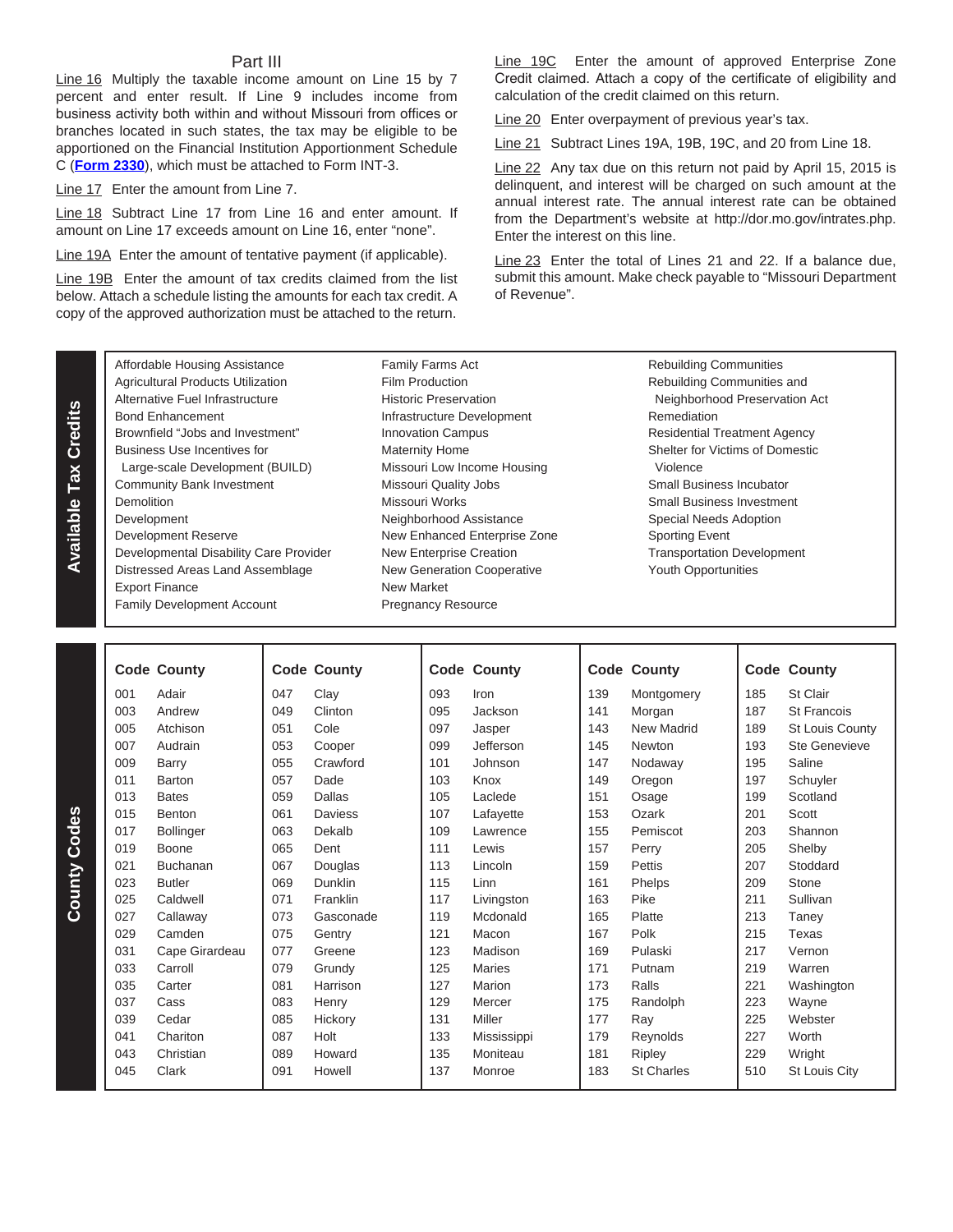## Part III

Line 16 Multiply the taxable income amount on Line 15 by 7 percent and enter result. If Line 9 includes income from business activity both within and without Missouri from offices or branches located in such states, the tax may be eligible to be apportioned on the Financial Institution Apportionment Schedule C (**Form 2330**), which must be attached to Form INT-3.

Line 17 Enter the amount from Line 7.

Line 18 Subtract Line 17 from Line 16 and enter amount. If amount on Line 17 exceeds amount on Line 16, enter "none".

Line 19A Enter the amount of tentative payment (if applicable).

Line 19B Enter the amount of tax credits claimed from the list below. Attach a schedule listing the amounts for each tax credit. A copy of the approved authorization must be attached to the return.

Line 19C Enter the amount of approved Enterprise Zone Credit claimed. Attach a copy of the certificate of eligibility and calculation of the credit claimed on this return.

Line 20 Enter overpayment of previous year's tax.

Line 21 Subtract Lines 19A, 19B, 19C, and 20 from Line 18.

Line 22 Any tax due on this return not paid by April 15, 2015 is delinquent, and interest will be charged on such amount at the annual interest rate. The annual interest rate can be obtained from the Department's website at http://dor.mo.gov/intrates.php. Enter the interest on this line.

Line 23 Enter the total of Lines 21 and 22. If a balance due, submit this amount. Make check payable to "Missouri Department of Revenue".

## Available Tax Credits

- Affordable Housing Assistance
- Agricultural Products Utilization
- Alternative Fuel Infrastructure
- Bond Enhancement
- Brownfield "Jobs and Investment"
- Business Use Incentives for Large-scale Development (BUILD)
- Community Bank Investment
- Demolition
- Development
- Development Reserve
- Developmental Disability Care Provider
- Distressed Areas Land Assemblage
- Export Finance
- Family Development Account
- Family Farms Act
- Film Production
- Historic Preservation
- Infrastructure Development
- Innovation Campus
- Maternity Home
- Missouri Low Income Housing
- Missouri Quality Jobs
- Missouri Works
- Neighborhood Assistance
- New Enhanced Enterprise Zone
- New Enterprise Creation
- New Generation Cooperative
- New Market
- Pregnancy Resource
- Rebuilding Communities
- Rebuilding Communities and Neighborhood Preservation Act
- Remediation
- Residential Treatment Agency
- Shelter for Victims of Domestic Violence
- Small Business Incubator
- Small Business Investment
- Special Needs Adoption
- Sporting Event
- Transportation Development
- Youth Opportunities

## County Codes

| Code | County | Code | County | Code | County | Code | County | Code | County |
|---|---|---|---|---|---|---|---|---|---|
| 001 | Adair | 047 | Clay | 093 | Iron | 139 | Montgomery | 185 | St Clair |
| 003 | Andrew | 049 | Clinton | 095 | Jackson | 141 | Morgan | 187 | St Francois |
| 005 | Atchison | 051 | Cole | 097 | Jasper | 143 | New Madrid | 189 | St Louis County |
| 007 | Audrain | 053 | Cooper | 099 | Jefferson | 145 | Newton | 193 | Ste Genevieve |
| 009 | Barry | 055 | Crawford | 101 | Johnson | 147 | Nodaway | 195 | Saline |
| 011 | Barton | 057 | Dade | 103 | Knox | 149 | Oregon | 197 | Schuyler |
| 013 | Bates | 059 | Dallas | 105 | Laclede | 151 | Osage | 199 | Scotland |
| 015 | Benton | 061 | Daviess | 107 | Lafayette | 153 | Ozark | 201 | Scott |
| 017 | Bollinger | 063 | Dekalb | 109 | Lawrence | 155 | Pemiscot | 203 | Shannon |
| 019 | Boone | 065 | Dent | 111 | Lewis | 157 | Perry | 205 | Shelby |
| 021 | Buchanan | 067 | Douglas | 113 | Lincoln | 159 | Pettis | 207 | Stoddard |
| 023 | Butler | 069 | Dunklin | 115 | Linn | 161 | Phelps | 209 | Stone |
| 025 | Caldwell | 071 | Franklin | 117 | Livingston | 163 | Pike | 211 | Sullivan |
| 027 | Callaway | 073 | Gasconade | 119 | Mcdonald | 165 | Platte | 213 | Taney |
| 029 | Camden | 075 | Gentry | 121 | Macon | 167 | Polk | 215 | Texas |
| 031 | Cape Girardeau | 077 | Greene | 123 | Madison | 169 | Pulaski | 217 | Vernon |
| 033 | Carroll | 079 | Grundy | 125 | Maries | 171 | Putnam | 219 | Warren |
| 035 | Carter | 081 | Harrison | 127 | Marion | 173 | Ralls | 221 | Washington |
| 037 | Cass | 083 | Henry | 129 | Mercer | 175 | Randolph | 223 | Wayne |
| 039 | Cedar | 085 | Hickory | 131 | Miller | 177 | Ray | 225 | Webster |
| 041 | Chariton | 087 | Holt | 133 | Mississippi | 179 | Reynolds | 227 | Worth |
| 043 | Christian | 089 | Howard | 135 | Moniteau | 181 | Ripley | 229 | Wright |
| 045 | Clark | 091 | Howell | 137 | Monroe | 183 | St Charles | 510 | St Louis City |